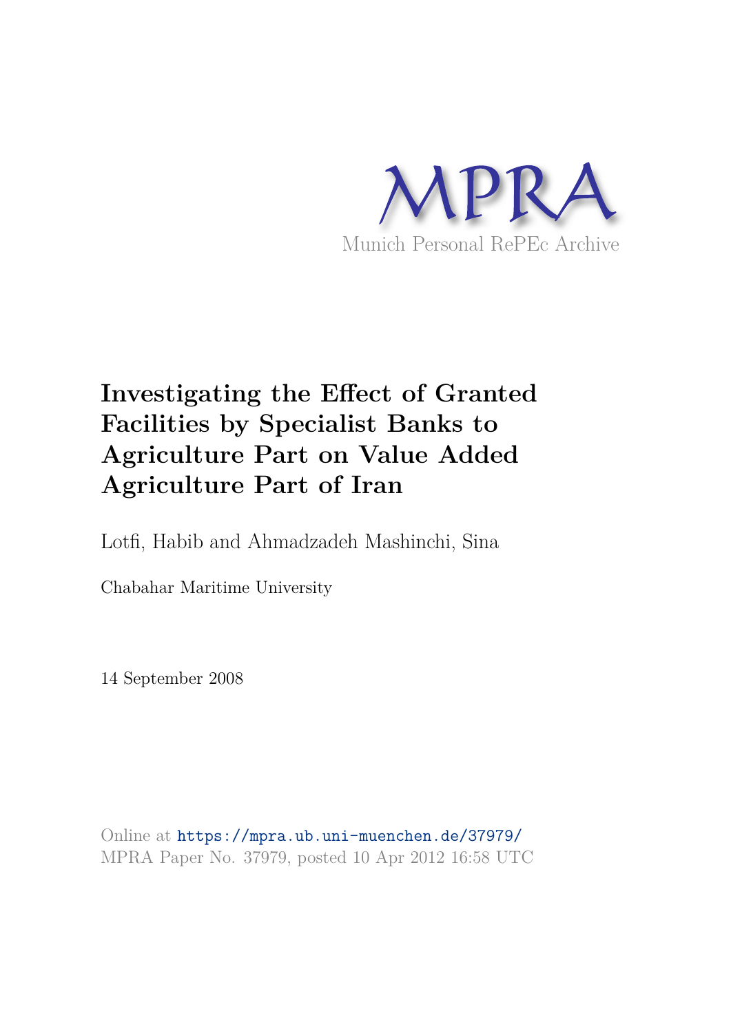MPRA

Munich Personal RePEc Archive

# Investigating the Effect of Granted Facilities by Specialist Banks to Agriculture Part on Value Added Agriculture Part of Iran

Lotfi, Habib and Ahmadzadeh Mashinchi, Sina

Chabahar Maritime University

14 September 2008

Online at https://mpra.ub.uni-muenchen.de/37979/
MPRA Paper No. 37979, posted 10 Apr 2012 16:58 UTC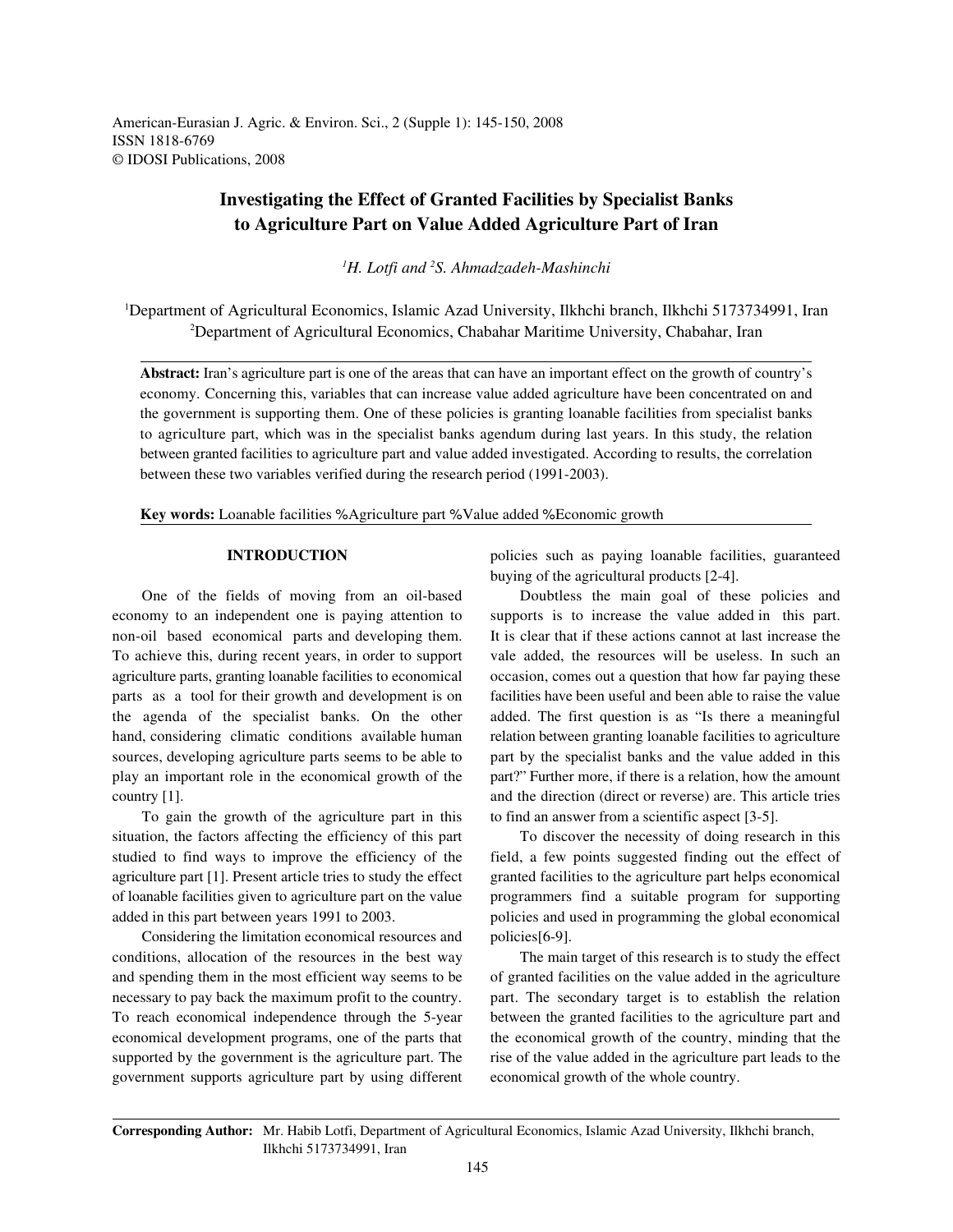American-Eurasian J. Agric. & Environ. Sci., 2 (Supple 1): 145-150, 2008
ISSN 1818-6769
© IDOSI Publications, 2008

# Investigating the Effect of Granted Facilities by Specialist Banks to Agriculture Part on Value Added Agriculture Part of Iran

*[1]H. Lotfi and [2]S. Ahmadzadeh-Mashinchi*

[1]Department of Agricultural Economics, Islamic Azad University, Ilkhchi branch, Ilkhchi 5173734991, Iran
[2]Department of Agricultural Economics, Chabahar Maritime University, Chabahar, Iran

**Abstract:** Iran's agriculture part is one of the areas that can have an important effect on the growth of country's economy. Concerning this, variables that can increase value added agriculture have been concentrated on and the government is supporting them. One of these policies is granting loanable facilities from specialist banks to agriculture part, which was in the specialist banks agendum during last years. In this study, the relation between granted facilities to agriculture part and value added investigated. According to results, the correlation between these two variables verified during the research period (1991-2003).

**Key words:** Loanable facilities %Agriculture part %Value added %Economic growth

## INTRODUCTION

One of the fields of moving from an oil-based economy to an independent one is paying attention to non-oil based economical parts and developing them. To achieve this, during recent years, in order to support agriculture parts, granting loanable facilities to economical parts as a tool for their growth and development is on the agenda of the specialist banks. On the other hand, considering climatic conditions available human sources, developing agriculture parts seems to be able to play an important role in the economical growth of the country [1].

To gain the growth of the agriculture part in this situation, the factors affecting the efficiency of this part studied to find ways to improve the efficiency of the agriculture part [1]. Present article tries to study the effect of loanable facilities given to agriculture part on the value added in this part between years 1991 to 2003.

Considering the limitation economical resources and conditions, allocation of the resources in the best way and spending them in the most efficient way seems to be necessary to pay back the maximum profit to the country. To reach economical independence through the 5-year economical development programs, one of the parts that supported by the government is the agriculture part. The government supports agriculture part by using different policies such as paying loanable facilities, guaranteed buying of the agricultural products [2-4].

Doubtless the main goal of these policies and supports is to increase the value added in this part. It is clear that if these actions cannot at last increase the vale added, the resources will be useless. In such an occasion, comes out a question that how far paying these facilities have been useful and been able to raise the value added. The first question is as "Is there a meaningful relation between granting loanable facilities to agriculture part by the specialist banks and the value added in this part?" Further more, if there is a relation, how the amount and the direction (direct or reverse) are. This article tries to find an answer from a scientific aspect [3-5].

To discover the necessity of doing research in this field, a few points suggested finding out the effect of granted facilities to the agriculture part helps economical programmers find a suitable program for supporting policies and used in programming the global economical policies[6-9].

The main target of this research is to study the effect of granted facilities on the value added in the agriculture part. The secondary target is to establish the relation between the granted facilities to the agriculture part and the economical growth of the country, minding that the rise of the value added in the agriculture part leads to the economical growth of the whole country.

**Corresponding Author:** Mr. Habib Lotfi, Department of Agricultural Economics, Islamic Azad University, Ilkhchi branch, Ilkhchi 5173734991, Iran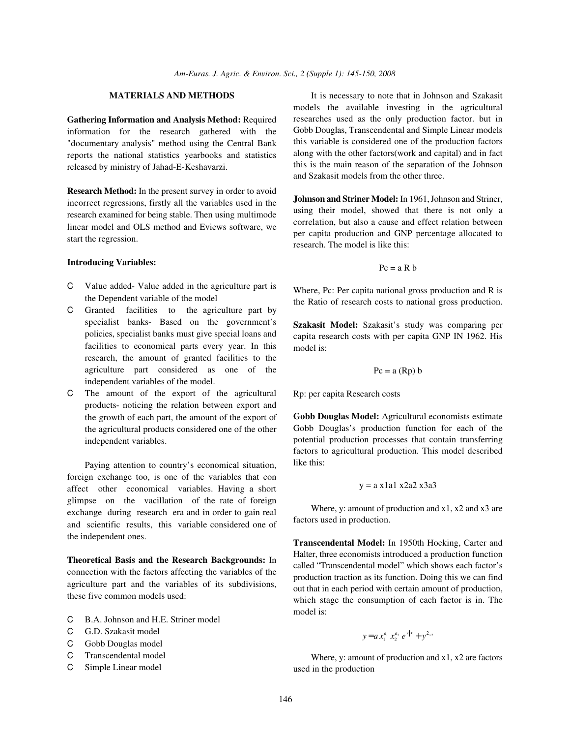## MATERIALS AND METHODS

**Gathering Information and Analysis Method:** Required information for the research gathered with the "documentary analysis" method using the Central Bank reports the national statistics yearbooks and statistics released by ministry of Jahad-E-Keshavarzi.

**Research Method:** In the present survey in order to avoid incorrect regressions, firstly all the variables used in the research examined for being stable. Then using multimode linear model and OLS method and Eviews software, we start the regression.

**Introducing Variables:**

- Value added- Value added in the agriculture part is the Dependent variable of the model
- Granted facilities to the agriculture part by specialist banks- Based on the government's policies, specialist banks must give special loans and facilities to economical parts every year. In this research, the amount of granted facilities to the agriculture part considered as one of the independent variables of the model.
- The amount of the export of the agricultural products- noticing the relation between export and the growth of each part, the amount of the export of the agricultural products considered one of the other independent variables.

Paying attention to country's economical situation, foreign exchange too, is one of the variables that con affect other economical variables. Having a short glimpse on the vacillation of the rate of foreign exchange during research era and in order to gain real and scientific results, this variable considered one of the independent ones.

**Theoretical Basis and the Research Backgrounds:** In connection with the factors affecting the variables of the agriculture part and the variables of its subdivisions, these five common models used:

- B.A. Johnson and H.E. Striner model
- G.D. Szakasit model
- Gobb Douglas model
- Transcendental model
- Simple Linear model

It is necessary to note that in Johnson and Szakasit models the available investing in the agricultural researches used as the only production factor. but in Gobb Douglas, Transcendental and Simple Linear models this variable is considered one of the production factors along with the other factors(work and capital) and in fact this is the main reason of the separation of the Johnson and Szakasit models from the other three.

**Johnson and Striner Model:** In 1961, Johnson and Striner, using their model, showed that there is not only a correlation, but also a cause and effect relation between per capita production and GNP percentage allocated to research. The model is like this:

$$Pc = a\, R\, b$$

Where, Pc: Per capita national gross production and R is the Ratio of research costs to national gross production.

**Szakasit Model:** Szakasit's study was comparing per capita research costs with per capita GNP IN 1962. His model is:

$$Pc = a\, (Rp)\, b$$

Rp: per capita Research costs

**Gobb Douglas Model:** Agricultural economists estimate Gobb Douglas's production function for each of the potential production processes that contain transferring factors to agricultural production. This model described like this:

$$y = a\, x1a1\, x2a2\, x3a3$$

Where, y: amount of production and x1, x2 and x3 are factors used in production.

**Transcendental Model:** In 1950th Hocking, Carter and Halter, three economists introduced a production function called "Transcendental model" which shows each factor's production traction as its function. Doing this we can find out that in each period with certain amount of production, which stage the consumption of each factor is in. The model is:

$$y = a\, x_1^{a_1}\, x_2^{a_2}\, e^{y|x|} + y^{2_{x2}}$$

Where, y: amount of production and x1, x2 are factors used in the production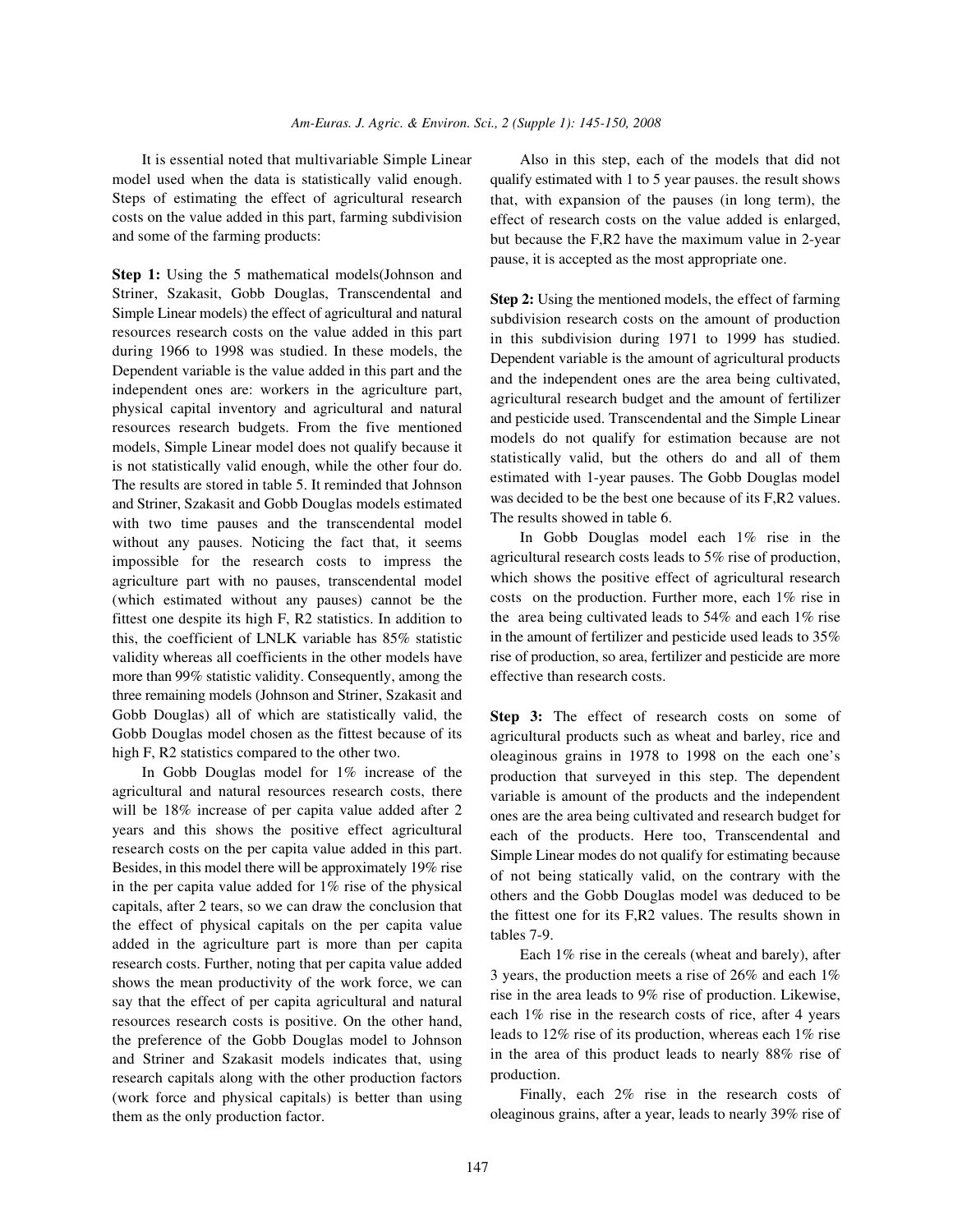It is essential noted that multivariable Simple Linear model used when the data is statistically valid enough. Steps of estimating the effect of agricultural research costs on the value added in this part, farming subdivision and some of the farming products:

**Step 1:** Using the 5 mathematical models(Johnson and Striner, Szakasit, Gobb Douglas, Transcendental and Simple Linear models) the effect of agricultural and natural resources research costs on the value added in this part during 1966 to 1998 was studied. In these models, the Dependent variable is the value added in this part and the independent ones are: workers in the agriculture part, physical capital inventory and agricultural and natural resources research budgets. From the five mentioned models, Simple Linear model does not qualify because it is not statistically valid enough, while the other four do. The results are stored in table 5. It reminded that Johnson and Striner, Szakasit and Gobb Douglas models estimated with two time pauses and the transcendental model without any pauses. Noticing the fact that, it seems impossible for the research costs to impress the agriculture part with no pauses, transcendental model (which estimated without any pauses) cannot be the fittest one despite its high F, R2 statistics. In addition to this, the coefficient of LNLK variable has 85% statistic validity whereas all coefficients in the other models have more than 99% statistic validity. Consequently, among the three remaining models (Johnson and Striner, Szakasit and Gobb Douglas) all of which are statistically valid, the Gobb Douglas model chosen as the fittest because of its high F, R2 statistics compared to the other two.

In Gobb Douglas model for 1% increase of the agricultural and natural resources research costs, there will be 18% increase of per capita value added after 2 years and this shows the positive effect agricultural research costs on the per capita value added in this part. Besides, in this model there will be approximately 19% rise in the per capita value added for 1% rise of the physical capitals, after 2 tears, so we can draw the conclusion that the effect of physical capitals on the per capita value added in the agriculture part is more than per capita research costs. Further, noting that per capita value added shows the mean productivity of the work force, we can say that the effect of per capita agricultural and natural resources research costs is positive. On the other hand, the preference of the Gobb Douglas model to Johnson and Striner and Szakasit models indicates that, using research capitals along with the other production factors (work force and physical capitals) is better than using them as the only production factor.

Also in this step, each of the models that did not qualify estimated with 1 to 5 year pauses. the result shows that, with expansion of the pauses (in long term), the effect of research costs on the value added is enlarged, but because the F,R2 have the maximum value in 2-year pause, it is accepted as the most appropriate one.

**Step 2:** Using the mentioned models, the effect of farming subdivision research costs on the amount of production in this subdivision during 1971 to 1999 has studied. Dependent variable is the amount of agricultural products and the independent ones are the area being cultivated, agricultural research budget and the amount of fertilizer and pesticide used. Transcendental and the Simple Linear models do not qualify for estimation because are not statistically valid, but the others do and all of them estimated with 1-year pauses. The Gobb Douglas model was decided to be the best one because of its F,R2 values. The results showed in table 6.

In Gobb Douglas model each 1% rise in the agricultural research costs leads to 5% rise of production, which shows the positive effect of agricultural research costs on the production. Further more, each 1% rise in the area being cultivated leads to 54% and each 1% rise in the amount of fertilizer and pesticide used leads to 35% rise of production, so area, fertilizer and pesticide are more effective than research costs.

**Step 3:** The effect of research costs on some of agricultural products such as wheat and barley, rice and oleaginous grains in 1978 to 1998 on the each one's production that surveyed in this step. The dependent variable is amount of the products and the independent ones are the area being cultivated and research budget for each of the products. Here too, Transcendental and Simple Linear modes do not qualify for estimating because of not being statically valid, on the contrary with the others and the Gobb Douglas model was deduced to be the fittest one for its F,R2 values. The results shown in tables 7-9.

Each 1% rise in the cereals (wheat and barely), after 3 years, the production meets a rise of 26% and each 1% rise in the area leads to 9% rise of production. Likewise, each 1% rise in the research costs of rice, after 4 years leads to 12% rise of its production, whereas each 1% rise in the area of this product leads to nearly 88% rise of production.

Finally, each 2% rise in the research costs of oleaginous grains, after a year, leads to nearly 39% rise of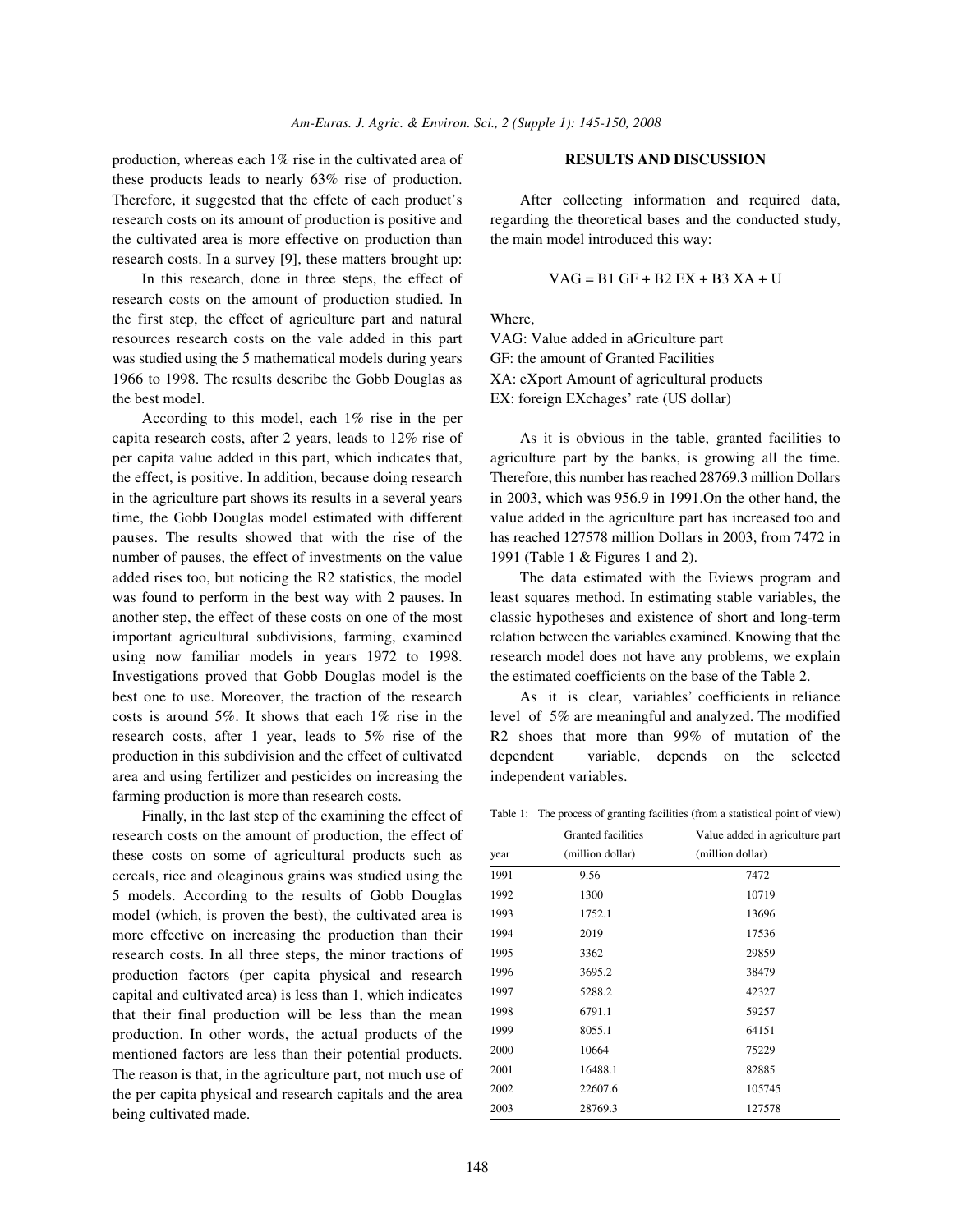production, whereas each 1% rise in the cultivated area of these products leads to nearly 63% rise of production. Therefore, it suggested that the effete of each product's research costs on its amount of production is positive and the cultivated area is more effective on production than research costs. In a survey [9], these matters brought up:

In this research, done in three steps, the effect of research costs on the amount of production studied. In the first step, the effect of agriculture part and natural resources research costs on the vale added in this part was studied using the 5 mathematical models during years 1966 to 1998. The results describe the Gobb Douglas as the best model.

According to this model, each 1% rise in the per capita research costs, after 2 years, leads to 12% rise of per capita value added in this part, which indicates that, the effect, is positive. In addition, because doing research in the agriculture part shows its results in a several years time, the Gobb Douglas model estimated with different pauses. The results showed that with the rise of the number of pauses, the effect of investments on the value added rises too, but noticing the R2 statistics, the model was found to perform in the best way with 2 pauses. In another step, the effect of these costs on one of the most important agricultural subdivisions, farming, examined using now familiar models in years 1972 to 1998. Investigations proved that Gobb Douglas model is the best one to use. Moreover, the traction of the research costs is around 5%. It shows that each 1% rise in the research costs, after 1 year, leads to 5% rise of the production in this subdivision and the effect of cultivated area and using fertilizer and pesticides on increasing the farming production is more than research costs.

Finally, in the last step of the examining the effect of research costs on the amount of production, the effect of these costs on some of agricultural products such as cereals, rice and oleaginous grains was studied using the 5 models. According to the results of Gobb Douglas model (which, is proven the best), the cultivated area is more effective on increasing the production than their research costs. In all three steps, the minor tractions of production factors (per capita physical and research capital and cultivated area) is less than 1, which indicates that their final production will be less than the mean production. In other words, the actual products of the mentioned factors are less than their potential products. The reason is that, in the agriculture part, not much use of the per capita physical and research capitals and the area being cultivated made.

## RESULTS AND DISCUSSION

After collecting information and required data, regarding the theoretical bases and the conducted study, the main model introduced this way:

$$VAG = B1\ GF + B2\ EX + B3\ XA + U$$

Where,

VAG: Value added in aGriculture part
GF: the amount of Granted Facilities
XA: eXport Amount of agricultural products
EX: foreign EXchages' rate (US dollar)

As it is obvious in the table, granted facilities to agriculture part by the banks, is growing all the time. Therefore, this number has reached 28769.3 million Dollars in 2003, which was 956.9 in 1991.On the other hand, the value added in the agriculture part has increased too and has reached 127578 million Dollars in 2003, from 7472 in 1991 (Table 1 & Figures 1 and 2).

The data estimated with the Eviews program and least squares method. In estimating stable variables, the classic hypotheses and existence of short and long-term relation between the variables examined. Knowing that the research model does not have any problems, we explain the estimated coefficients on the base of the Table 2.

As it is clear, variables' coefficients in reliance level of 5% are meaningful and analyzed. The modified R2 shoes that more than 99% of mutation of the dependent variable, depends on the selected independent variables.

Table 1: The process of granting facilities (from a statistical point of view)

| year | Granted facilities (million dollar) | Value added in agriculture part (million dollar) |
|---|---|---|
| 1991 | 9.56 | 7472 |
| 1992 | 1300 | 10719 |
| 1993 | 1752.1 | 13696 |
| 1994 | 2019 | 17536 |
| 1995 | 3362 | 29859 |
| 1996 | 3695.2 | 38479 |
| 1997 | 5288.2 | 42327 |
| 1998 | 6791.1 | 59257 |
| 1999 | 8055.1 | 64151 |
| 2000 | 10664 | 75229 |
| 2001 | 16488.1 | 82885 |
| 2002 | 22607.6 | 105745 |
| 2003 | 28769.3 | 127578 |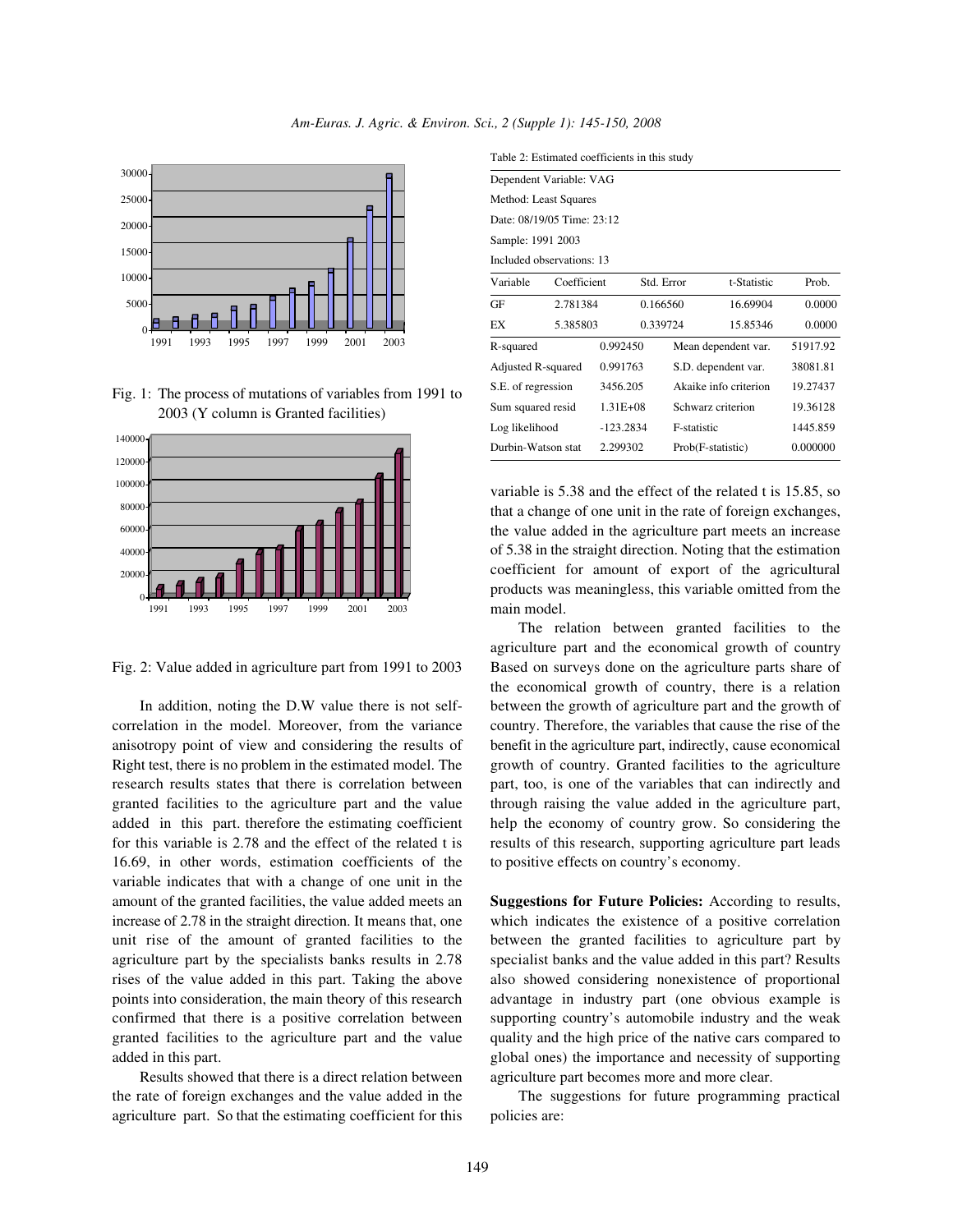Fig. 1: The process of mutations of variables from 1991 to 2003 (Y column is Granted facilities)

Fig. 2: Value added in agriculture part from 1991 to 2003

In addition, noting the D.W value there is not self-correlation in the model. Moreover, from the variance anisotropy point of view and considering the results of Right test, there is no problem in the estimated model. The research results states that there is correlation between granted facilities to the agriculture part and the value added in this part. therefore the estimating coefficient for this variable is 2.78 and the effect of the related t is 16.69, in other words, estimation coefficients of the variable indicates that with a change of one unit in the amount of the granted facilities, the value added meets an increase of 2.78 in the straight direction. It means that, one unit rise of the amount of granted facilities to the agriculture part by the specialists banks results in 2.78 rises of the value added in this part. Taking the above points into consideration, the main theory of this research confirmed that there is a positive correlation between granted facilities to the agriculture part and the value added in this part.

Results showed that there is a direct relation between the rate of foreign exchanges and the value added in the agriculture part. So that the estimating coefficient for this variable is 5.38 and the effect of the related t is 15.85, so that a change of one unit in the rate of foreign exchanges, the value added in the agriculture part meets an increase of 5.38 in the straight direction. Noting that the estimation coefficient for amount of export of the agricultural products was meaningless, this variable omitted from the main model.

Table 2: Estimated coefficients in this study

Dependent Variable: VAG
Method: Least Squares
Date: 08/19/05 Time: 23:12
Sample: 1991 2003
Included observations: 13

| Variable | Coefficient | Std. Error | t-Statistic | Prob. |
|---|---|---|---|---|
| GF | 2.781384 | 0.166560 | 16.69904 | 0.0000 |
| EX | 5.385803 | 0.339724 | 15.85346 | 0.0000 |

| | | | |
|---|---|---|---|
| R-squared | 0.992450 | Mean dependent var. | 51917.92 |
| Adjusted R-squared | 0.991763 | S.D. dependent var. | 38081.81 |
| S.E. of regression | 3456.205 | Akaike info criterion | 19.27437 |
| Sum squared resid | 1.31E+08 | Schwarz criterion | 19.36128 |
| Log likelihood | -123.2834 | F-statistic | 1445.859 |
| Durbin-Watson stat | 2.299302 | Prob(F-statistic) | 0.000000 |

**The relation between granted facilities to the agriculture part and the economical growth of country** Based on surveys done on the agriculture parts share of the economical growth of country, there is a relation between the growth of agriculture part and the growth of country. Therefore, the variables that cause the rise of the benefit in the agriculture part, indirectly, cause economical growth of country. Granted facilities to the agriculture part, too, is one of the variables that can indirectly and through raising the value added in the agriculture part, help the economy of country grow. So considering the results of this research, supporting agriculture part leads to positive effects on country's economy.

**Suggestions for Future Policies:** According to results, which indicates the existence of a positive correlation between the granted facilities to agriculture part by specialist banks and the value added in this part? Results also showed considering nonexistence of proportional advantage in industry part (one obvious example is supporting country's automobile industry and the weak quality and the high price of the native cars compared to global ones) the importance and necessity of supporting agriculture part becomes more and more clear.

The suggestions for future programming practical policies are: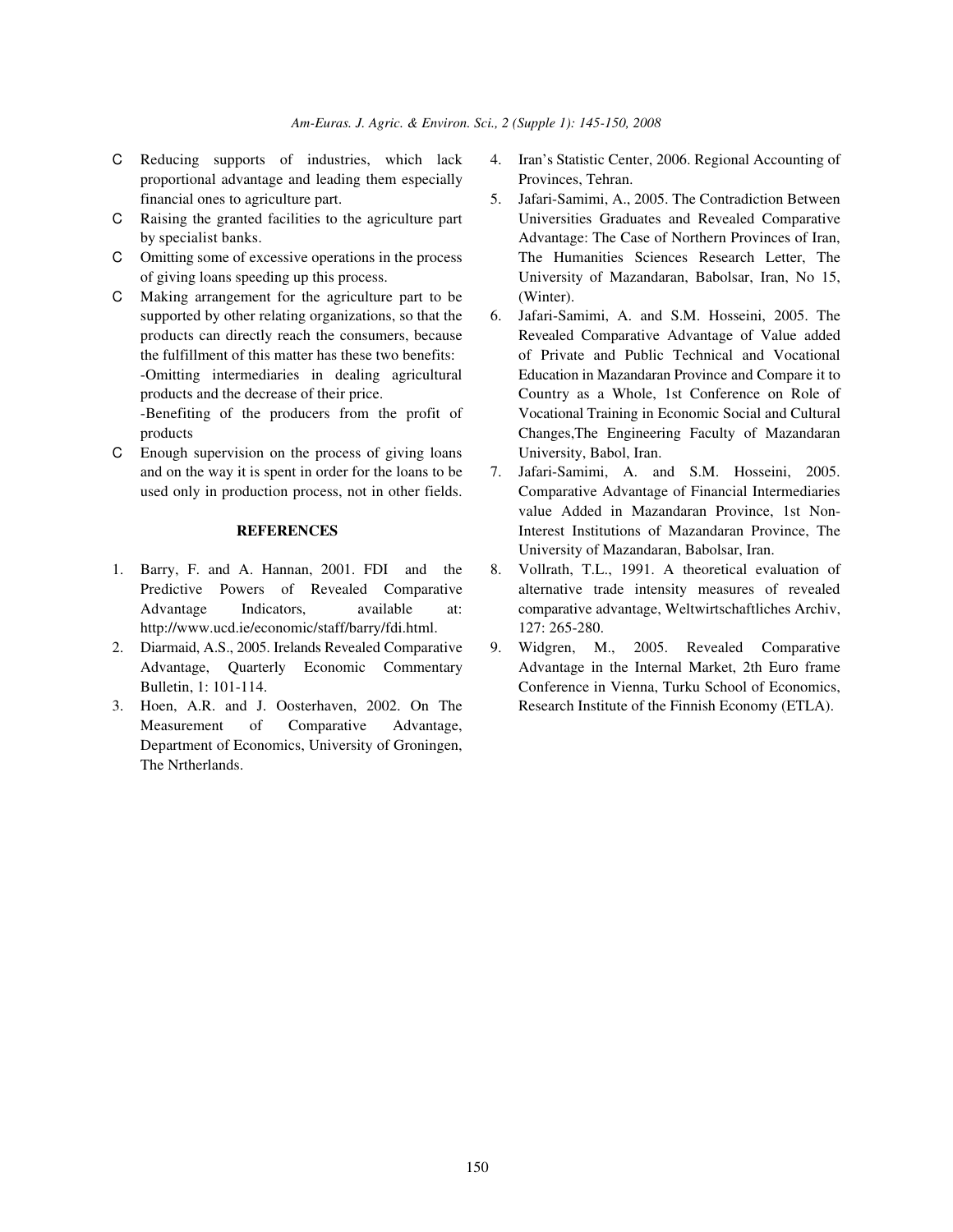- Reducing supports of industries, which lack proportional advantage and leading them especially financial ones to agriculture part.
- Raising the granted facilities to the agriculture part by specialist banks.
- Omitting some of excessive operations in the process of giving loans speeding up this process.
- Making arrangement for the agriculture part to be supported by other relating organizations, so that the products can directly reach the consumers, because the fulfillment of this matter has these two benefits:
  -Omitting intermediaries in dealing agricultural products and the decrease of their price.
  -Benefiting of the producers from the profit of products
- Enough supervision on the process of giving loans and on the way it is spent in order for the loans to be used only in production process, not in other fields.

## REFERENCES

1. Barry, F. and A. Hannan, 2001. FDI and the Predictive Powers of Revealed Comparative Advantage Indicators, available at: http://www.ucd.ie/economic/staff/barry/fdi.html.
2. Diarmaid, A.S., 2005. Irelands Revealed Comparative Advantage, Quarterly Economic Commentary Bulletin, 1: 101-114.
3. Hoen, A.R. and J. Oosterhaven, 2002. On The Measurement of Comparative Advantage, Department of Economics, University of Groningen, The Nrtherlands.
4. Iran's Statistic Center, 2006. Regional Accounting of Provinces, Tehran.
5. Jafari-Samimi, A., 2005. The Contradiction Between Universities Graduates and Revealed Comparative Advantage: The Case of Northern Provinces of Iran, The Humanities Sciences Research Letter, The University of Mazandaran, Babolsar, Iran, No 15, (Winter).
6. Jafari-Samimi, A. and S.M. Hosseini, 2005. The Revealed Comparative Advantage of Value added of Private and Public Technical and Vocational Education in Mazandaran Province and Compare it to Country as a Whole, 1st Conference on Role of Vocational Training in Economic Social and Cultural Changes,The Engineering Faculty of Mazandaran University, Babol, Iran.
7. Jafari-Samimi, A. and S.M. Hosseini, 2005. Comparative Advantage of Financial Intermediaries value Added in Mazandaran Province, 1st Non-Interest Institutions of Mazandaran Province, The University of Mazandaran, Babolsar, Iran.
8. Vollrath, T.L., 1991. A theoretical evaluation of alternative trade intensity measures of revealed comparative advantage, Weltwirtschaftliches Archiv, 127: 265-280.
9. Widgren, M., 2005. Revealed Comparative Advantage in the Internal Market, 2th Euro frame Conference in Vienna, Turku School of Economics, Research Institute of the Finnish Economy (ETLA).